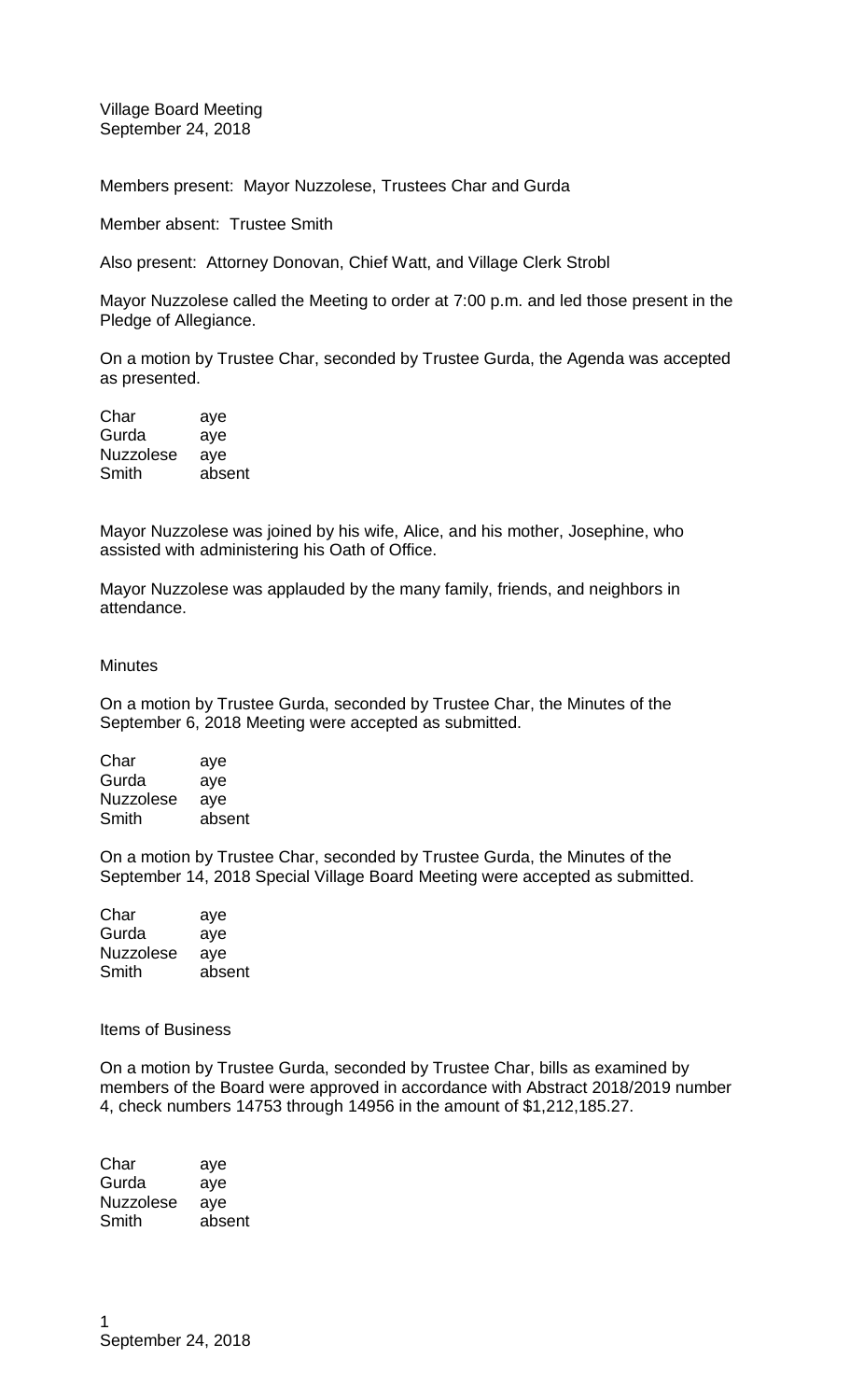Village Board Meeting
September 24, 2018

Members present: Mayor Nuzzolese, Trustees Char and Gurda

Member absent: Trustee Smith

Also present: Attorney Donovan, Chief Watt, and Village Clerk Strobl

Mayor Nuzzolese called the Meeting to order at 7:00 p.m. and led those present in the Pledge of Allegiance.

On a motion by Trustee Char, seconded by Trustee Gurda, the Agenda was accepted as presented.

| | |
|---|---|
| Char | aye |
| Gurda | aye |
| Nuzzolese | aye |
| Smith | absent |

Mayor Nuzzolese was joined by his wife, Alice, and his mother, Josephine, who assisted with administering his Oath of Office.

Mayor Nuzzolese was applauded by the many family, friends, and neighbors in attendance.

Minutes

On a motion by Trustee Gurda, seconded by Trustee Char, the Minutes of the September 6, 2018 Meeting were accepted as submitted.

| | |
|---|---|
| Char | aye |
| Gurda | aye |
| Nuzzolese | aye |
| Smith | absent |

On a motion by Trustee Char, seconded by Trustee Gurda, the Minutes of the September 14, 2018 Special Village Board Meeting were accepted as submitted.

| | |
|---|---|
| Char | aye |
| Gurda | aye |
| Nuzzolese | aye |
| Smith | absent |

Items of Business

On a motion by Trustee Gurda, seconded by Trustee Char, bills as examined by members of the Board were approved in accordance with Abstract 2018/2019 number 4, check numbers 14753 through 14956 in the amount of $1,212,185.27.

| | |
|---|---|
| Char | aye |
| Gurda | aye |
| Nuzzolese | aye |
| Smith | absent |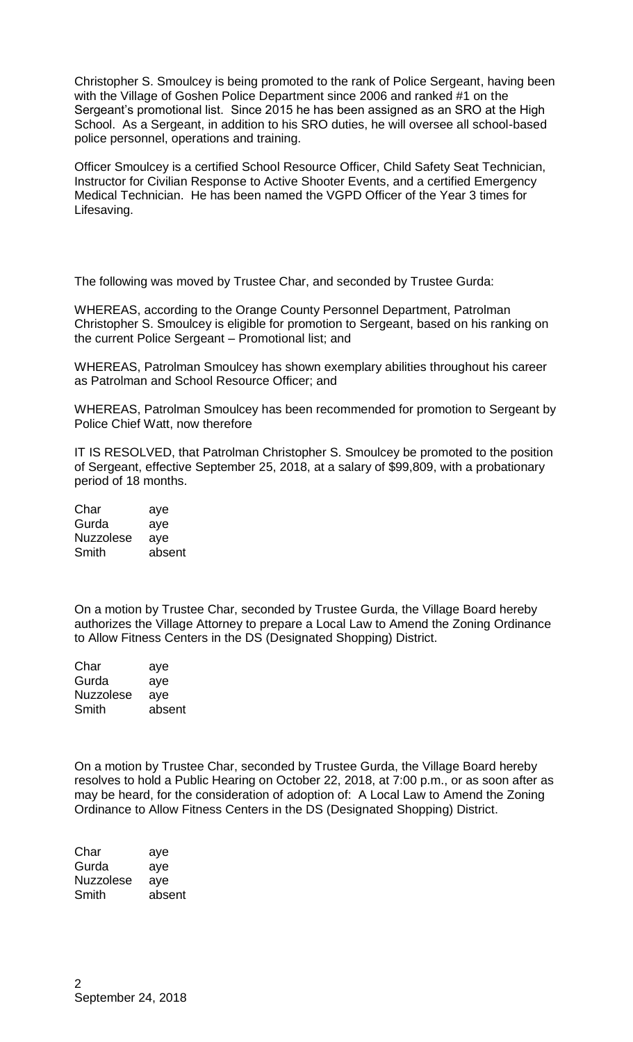Christopher S. Smoulcey is being promoted to the rank of Police Sergeant, having been with the Village of Goshen Police Department since 2006 and ranked #1 on the Sergeant's promotional list. Since 2015 he has been assigned as an SRO at the High School. As a Sergeant, in addition to his SRO duties, he will oversee all school-based police personnel, operations and training.

Officer Smoulcey is a certified School Resource Officer, Child Safety Seat Technician, Instructor for Civilian Response to Active Shooter Events, and a certified Emergency Medical Technician. He has been named the VGPD Officer of the Year 3 times for Lifesaving.

The following was moved by Trustee Char, and seconded by Trustee Gurda:

WHEREAS, according to the Orange County Personnel Department, Patrolman Christopher S. Smoulcey is eligible for promotion to Sergeant, based on his ranking on the current Police Sergeant – Promotional list; and

WHEREAS, Patrolman Smoulcey has shown exemplary abilities throughout his career as Patrolman and School Resource Officer; and

WHEREAS, Patrolman Smoulcey has been recommended for promotion to Sergeant by Police Chief Watt, now therefore

IT IS RESOLVED, that Patrolman Christopher S. Smoulcey be promoted to the position of Sergeant, effective September 25, 2018, at a salary of $99,809, with a probationary period of 18 months.

| | |
|---|---|
| Char | aye |
| Gurda | aye |
| Nuzzolese | aye |
| Smith | absent |

On a motion by Trustee Char, seconded by Trustee Gurda, the Village Board hereby authorizes the Village Attorney to prepare a Local Law to Amend the Zoning Ordinance to Allow Fitness Centers in the DS (Designated Shopping) District.

| | |
|---|---|
| Char | aye |
| Gurda | aye |
| Nuzzolese | aye |
| Smith | absent |

On a motion by Trustee Char, seconded by Trustee Gurda, the Village Board hereby resolves to hold a Public Hearing on October 22, 2018, at 7:00 p.m., or as soon after as may be heard, for the consideration of adoption of: A Local Law to Amend the Zoning Ordinance to Allow Fitness Centers in the DS (Designated Shopping) District.

| | |
|---|---|
| Char | aye |
| Gurda | aye |
| Nuzzolese | aye |
| Smith | absent |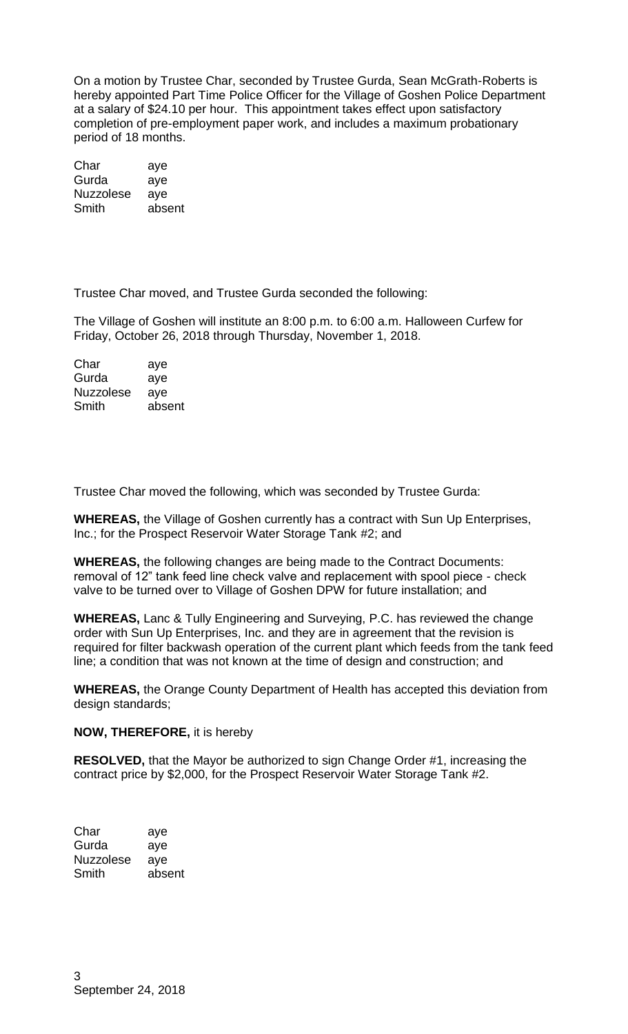On a motion by Trustee Char, seconded by Trustee Gurda, Sean McGrath-Roberts is hereby appointed Part Time Police Officer for the Village of Goshen Police Department at a salary of $24.10 per hour. This appointment takes effect upon satisfactory completion of pre-employment paper work, and includes a maximum probationary period of 18 months.

| | |
|---|---|
| Char | aye |
| Gurda | aye |
| Nuzzolese | aye |
| Smith | absent |

Trustee Char moved, and Trustee Gurda seconded the following:

The Village of Goshen will institute an 8:00 p.m. to 6:00 a.m. Halloween Curfew for Friday, October 26, 2018 through Thursday, November 1, 2018.

| | |
|---|---|
| Char | aye |
| Gurda | aye |
| Nuzzolese | aye |
| Smith | absent |

Trustee Char moved the following, which was seconded by Trustee Gurda:

**WHEREAS,** the Village of Goshen currently has a contract with Sun Up Enterprises, Inc.; for the Prospect Reservoir Water Storage Tank #2; and

**WHEREAS,** the following changes are being made to the Contract Documents: removal of 12" tank feed line check valve and replacement with spool piece - check valve to be turned over to Village of Goshen DPW for future installation; and

**WHEREAS,** Lanc & Tully Engineering and Surveying, P.C. has reviewed the change order with Sun Up Enterprises, Inc. and they are in agreement that the revision is required for filter backwash operation of the current plant which feeds from the tank feed line; a condition that was not known at the time of design and construction; and

**WHEREAS,** the Orange County Department of Health has accepted this deviation from design standards;

**NOW, THEREFORE,** it is hereby

**RESOLVED,** that the Mayor be authorized to sign Change Order #1, increasing the contract price by $2,000, for the Prospect Reservoir Water Storage Tank #2.

| | |
|---|---|
| Char | aye |
| Gurda | aye |
| Nuzzolese | aye |
| Smith | absent |

September 24, 2018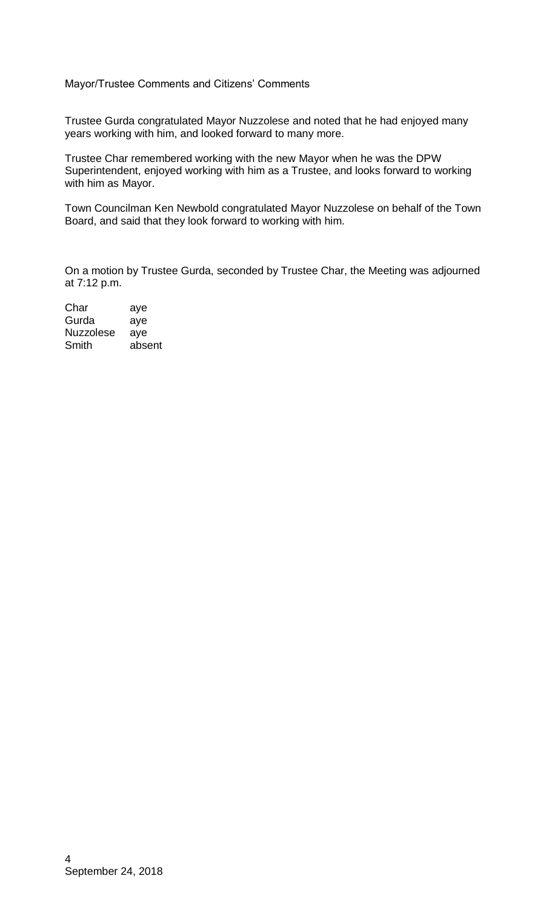Mayor/Trustee Comments and Citizens' Comments

Trustee Gurda congratulated Mayor Nuzzolese and noted that he had enjoyed many years working with him, and looked forward to many more.

Trustee Char remembered working with the new Mayor when he was the DPW Superintendent, enjoyed working with him as a Trustee, and looks forward to working with him as Mayor.

Town Councilman Ken Newbold congratulated Mayor Nuzzolese on behalf of the Town Board, and said that they look forward to working with him.

On a motion by Trustee Gurda, seconded by Trustee Char, the Meeting was adjourned at 7:12 p.m.

| | |
|---|---|
| Char | aye |
| Gurda | aye |
| Nuzzolese | aye |
| Smith | absent |

September 24, 2018